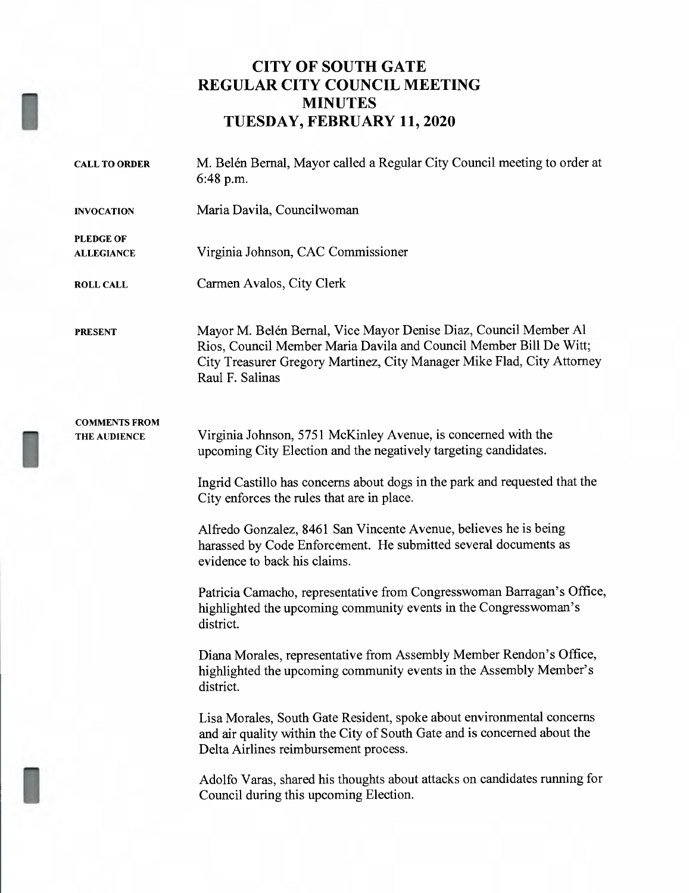# CITY OF SOUTH GATE
# REGULAR CITY COUNCIL MEETING
# MINUTES
# TUESDAY, FEBRUARY 11, 2020

**CALL TO ORDER**

M. Belén Bernal, Mayor called a Regular City Council meeting to order at 6:48 p.m.

**INVOCATION**

Maria Davila, Councilwoman

**PLEDGE OF ALLEGIANCE**

Virginia Johnson, CAC Commissioner

**ROLL CALL**

Carmen Avalos, City Clerk

**PRESENT**

Mayor M. Belén Bernal, Vice Mayor Denise Diaz, Council Member Al Rios, Council Member Maria Davila and Council Member Bill De Witt; City Treasurer Gregory Martinez, City Manager Mike Flad, City Attorney Raul F. Salinas

**COMMENTS FROM THE AUDIENCE**

Virginia Johnson, 5751 McKinley Avenue, is concerned with the upcoming City Election and the negatively targeting candidates.

Ingrid Castillo has concerns about dogs in the park and requested that the City enforces the rules that are in place.

Alfredo Gonzalez, 8461 San Vincente Avenue, believes he is being harassed by Code Enforcement. He submitted several documents as evidence to back his claims.

Patricia Camacho, representative from Congresswoman Barragan's Office, highlighted the upcoming community events in the Congresswoman's district.

Diana Morales, representative from Assembly Member Rendon's Office, highlighted the upcoming community events in the Assembly Member's district.

Lisa Morales, South Gate Resident, spoke about environmental concerns and air quality within the City of South Gate and is concerned about the Delta Airlines reimbursement process.

Adolfo Varas, shared his thoughts about attacks on candidates running for Council during this upcoming Election.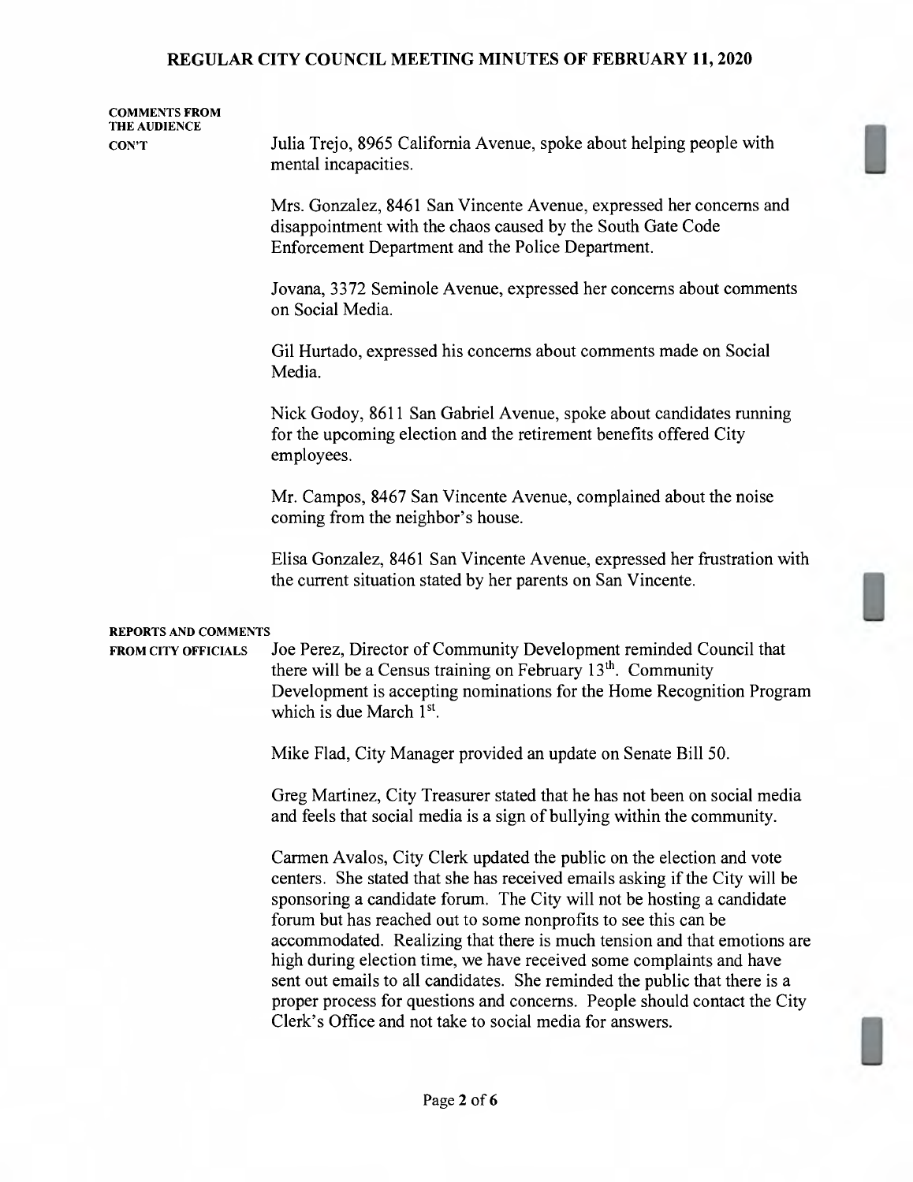**COMMENTS FROM THE AUDIENCE CON'T**

Julia Trejo, 8965 California Avenue, spoke about helping people with mental incapacities.

Mrs. Gonzalez, 8461 San Vincente Avenue, expressed her concerns and disappointment with the chaos caused by the South Gate Code Enforcement Department and the Police Department.

Jovana, 3372 Seminole Avenue, expressed her concerns about comments on Social Media.

Gil Hurtado, expressed his concerns about comments made on Social Media.

Nick Godoy, 8611 San Gabriel Avenue, spoke about candidates running for the upcoming election and the retirement benefits offered City employees.

Mr. Campos, 8467 San Vincente Avenue, complained about the noise coming from the neighbor's house.

Elisa Gonzalez, 8461 San Vincente Avenue, expressed her frustration with the current situation stated by her parents on San Vincente.

**REPORTS AND COMMENTS FROM CITY OFFICIALS**

Joe Perez, Director of Community Development reminded Council that there will be a Census training on February 13th. Community Development is accepting nominations for the Home Recognition Program which is due March 1st.

Mike Flad, City Manager provided an update on Senate Bill 50.

Greg Martinez, City Treasurer stated that he has not been on social media and feels that social media is a sign of bullying within the community.

Carmen Avalos, City Clerk updated the public on the election and vote centers. She stated that she has received emails asking if the City will be sponsoring a candidate forum. The City will not be hosting a candidate forum but has reached out to some nonprofits to see this can be accommodated. Realizing that there is much tension and that emotions are high during election time, we have received some complaints and have sent out emails to all candidates. She reminded the public that there is a proper process for questions and concerns. People should contact the City Clerk's Office and not take to social media for answers.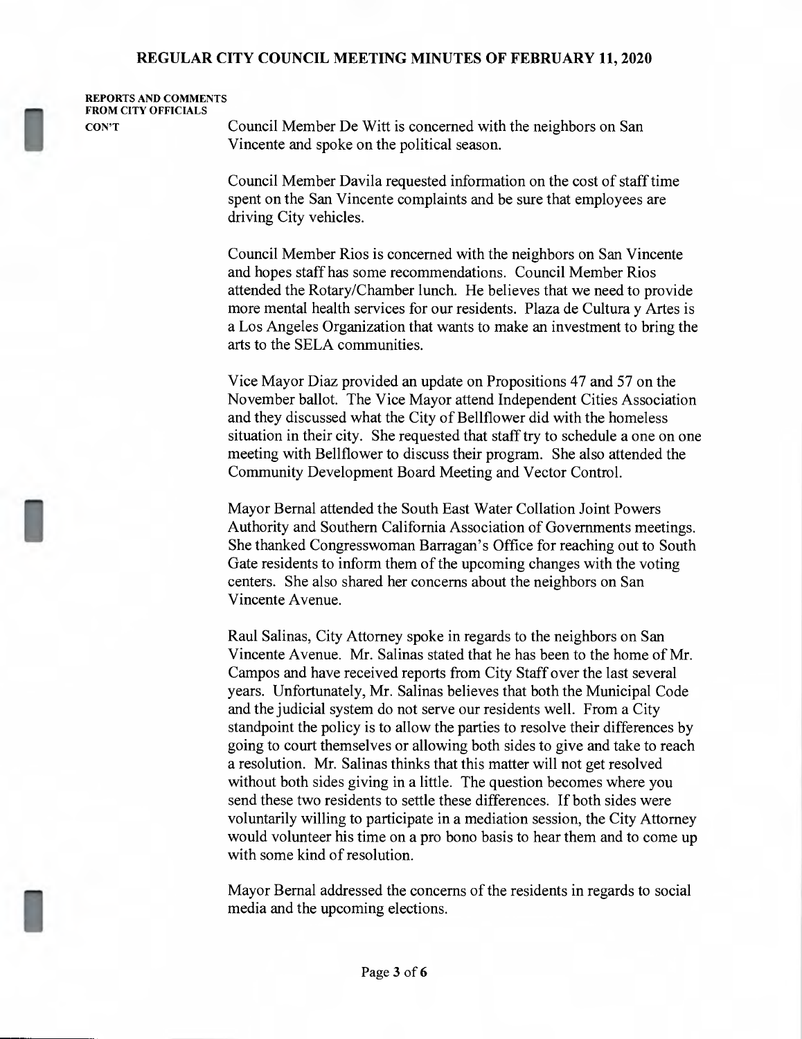**REPORTS AND COMMENTS FROM CITY OFFICIALS CON'T**

Council Member De Witt is concerned with the neighbors on San Vincente and spoke on the political season.

Council Member Davila requested information on the cost of staff time spent on the San Vincente complaints and be sure that employees are driving City vehicles.

Council Member Rios is concerned with the neighbors on San Vincente and hopes staff has some recommendations. Council Member Rios attended the Rotary/Chamber lunch. He believes that we need to provide more mental health services for our residents. Plaza de Cultura y Artes is a Los Angeles Organization that wants to make an investment to bring the arts to the SELA communities.

Vice Mayor Diaz provided an update on Propositions 47 and 57 on the November ballot. The Vice Mayor attend Independent Cities Association and they discussed what the City of Bellflower did with the homeless situation in their city. She requested that staff try to schedule a one on one meeting with Bellflower to discuss their program. She also attended the Community Development Board Meeting and Vector Control.

Mayor Bernal attended the South East Water Collation Joint Powers Authority and Southern California Association of Governments meetings. She thanked Congresswoman Barragan's Office for reaching out to South Gate residents to inform them of the upcoming changes with the voting centers. She also shared her concerns about the neighbors on San Vincente Avenue.

Raul Salinas, City Attorney spoke in regards to the neighbors on San Vincente Avenue. Mr. Salinas stated that he has been to the home of Mr. Campos and have received reports from City Staff over the last several years. Unfortunately, Mr. Salinas believes that both the Municipal Code and the judicial system do not serve our residents well. From a City standpoint the policy is to allow the parties to resolve their differences by going to court themselves or allowing both sides to give and take to reach a resolution. Mr. Salinas thinks that this matter will not get resolved without both sides giving in a little. The question becomes where you send these two residents to settle these differences. If both sides were voluntarily willing to participate in a mediation session, the City Attorney would volunteer his time on a pro bono basis to hear them and to come up with some kind of resolution.

Mayor Bernal addressed the concerns of the residents in regards to social media and the upcoming elections.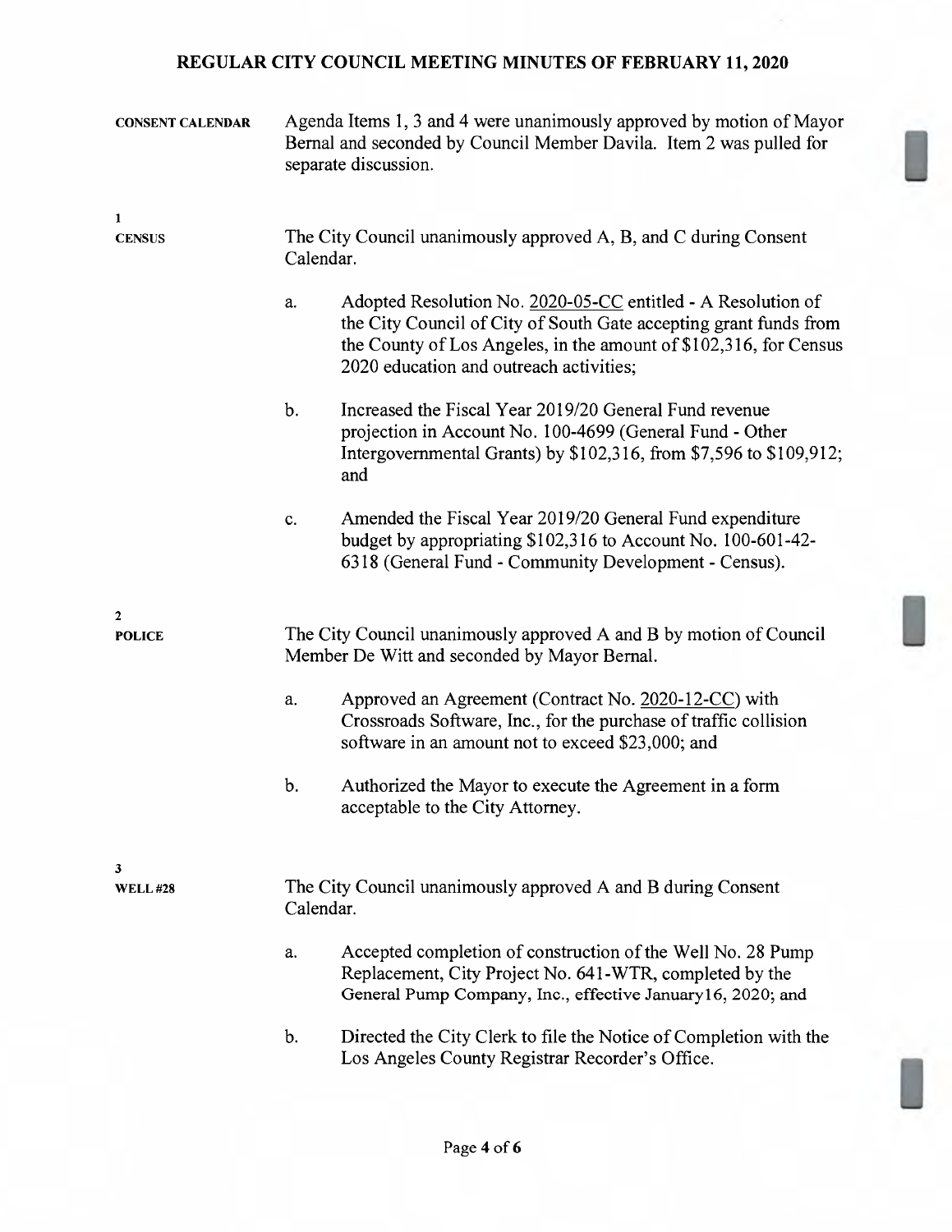**CONSENT CALENDAR** Agenda Items 1, 3 and 4 were unanimously approved by motion of Mayor Bernal and seconded by Council Member Davila. Item 2 was pulled for separate discussion.

**1**
**CENSUS**

The City Council unanimously approved A, B, and C during Consent Calendar.

a. Adopted Resolution No. 2020-05-CC entitled - A Resolution of the City Council of City of South Gate accepting grant funds from the County of Los Angeles, in the amount of $102,316, for Census 2020 education and outreach activities;

b. Increased the Fiscal Year 2019/20 General Fund revenue projection in Account No. 100-4699 (General Fund - Other Intergovernmental Grants) by $102,316, from $7,596 to $109,912; and

c. Amended the Fiscal Year 2019/20 General Fund expenditure budget by appropriating $102,316 to Account No. 100-601-42-6318 (General Fund - Community Development - Census).

**2**
**POLICE**

The City Council unanimously approved A and B by motion of Council Member De Witt and seconded by Mayor Bernal.

a. Approved an Agreement (Contract No. 2020-12-CC) with Crossroads Software, Inc., for the purchase of traffic collision software in an amount not to exceed $23,000; and

b. Authorized the Mayor to execute the Agreement in a form acceptable to the City Attorney.

**3**
**WELL #28**

The City Council unanimously approved A and B during Consent Calendar.

a. Accepted completion of construction of the Well No. 28 Pump Replacement, City Project No. 641-WTR, completed by the General Pump Company, Inc., effective January16, 2020; and

b. Directed the City Clerk to file the Notice of Completion with the Los Angeles County Registrar Recorder's Office.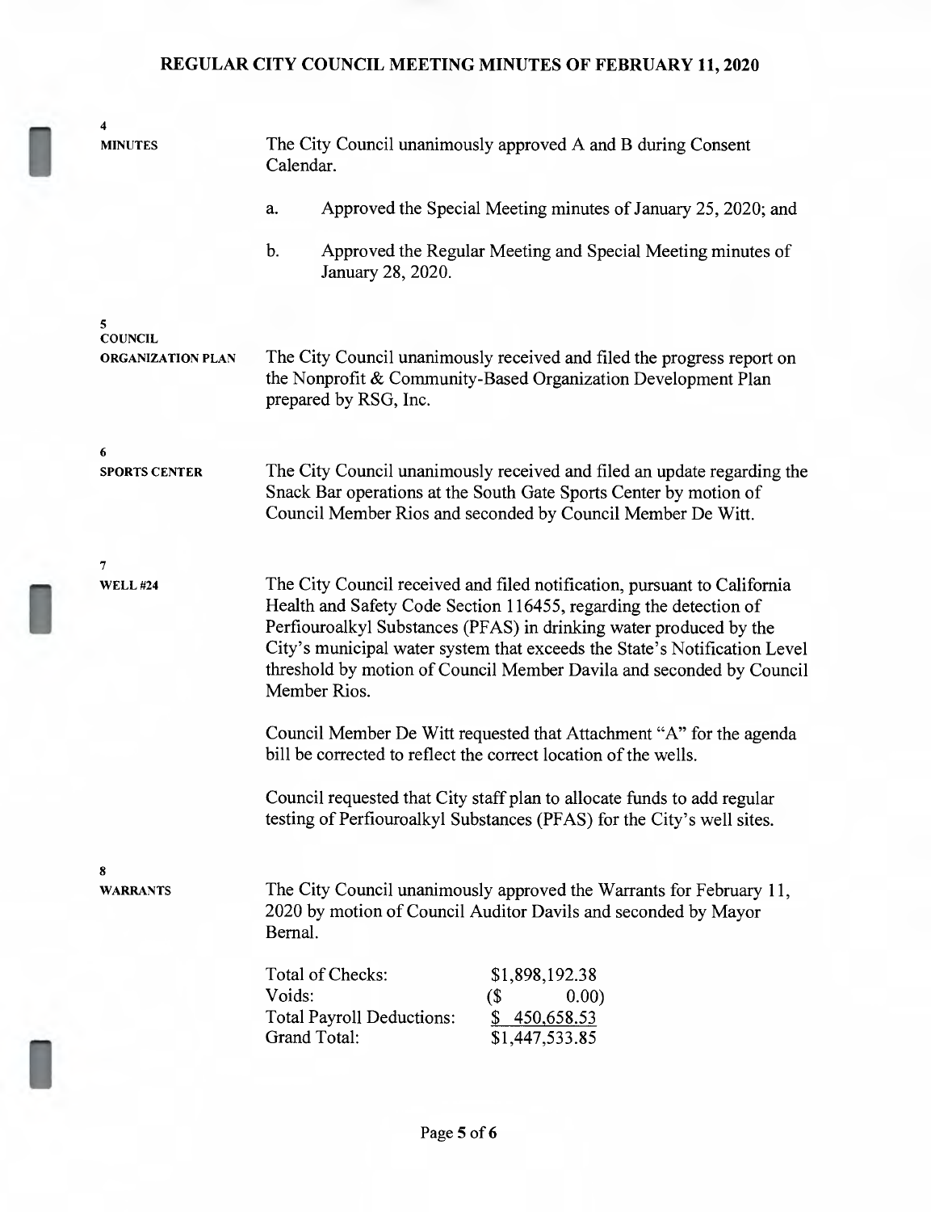# REGULAR CITY COUNCIL MEETING MINUTES OF FEBRUARY 11, 2020

**4**
**MINUTES**

The City Council unanimously approved A and B during Consent Calendar.

a. Approved the Special Meeting minutes of January 25, 2020; and

b. Approved the Regular Meeting and Special Meeting minutes of January 28, 2020.

**5**
**COUNCIL ORGANIZATION PLAN**

The City Council unanimously received and filed the progress report on the Nonprofit & Community-Based Organization Development Plan prepared by RSG, Inc.

**6**
**SPORTS CENTER**

The City Council unanimously received and filed an update regarding the Snack Bar operations at the South Gate Sports Center by motion of Council Member Rios and seconded by Council Member De Witt.

**7**
**WELL #24**

The City Council received and filed notification, pursuant to California Health and Safety Code Section 116455, regarding the detection of Perfiouroalkyl Substances (PFAS) in drinking water produced by the City's municipal water system that exceeds the State's Notification Level threshold by motion of Council Member Davila and seconded by Council Member Rios.

Council Member De Witt requested that Attachment "A" for the agenda bill be corrected to reflect the correct location of the wells.

Council requested that City staff plan to allocate funds to add regular testing of Perfiouroalkyl Substances (PFAS) for the City's well sites.

**8**
**WARRANTS**

The City Council unanimously approved the Warrants for February 11, 2020 by motion of Council Auditor Davils and seconded by Mayor Bernal.

| | |
|---|---|
| Total of Checks: | $1,898,192.38 |
| Voids: | ($ 0.00) |
| Total Payroll Deductions: | $ 450,658.53 |
| Grand Total: | $1,447,533.85 |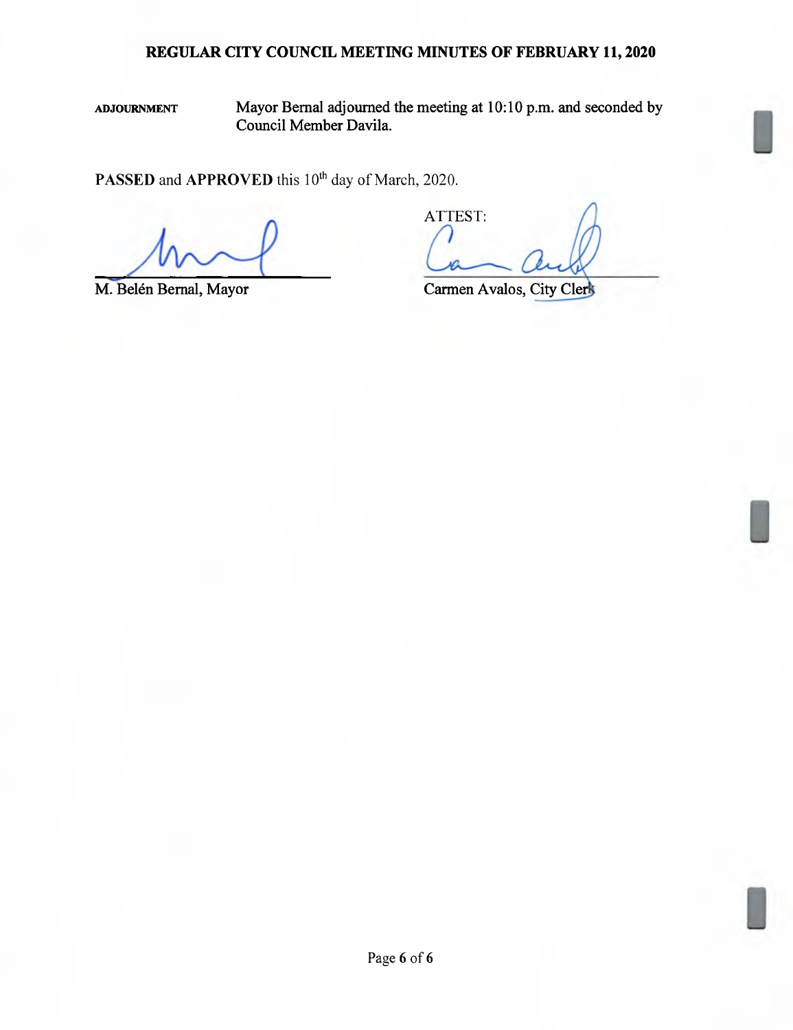**REGULAR CITY COUNCIL MEETING MINUTES OF FEBRUARY 11, 2020**

**ADJOURNMENT** Mayor Bernal adjourned the meeting at 10:10 p.m. and seconded by Council Member Davila.

**PASSED** and **APPROVED** this 10th day of March, 2020.

M. Belén Bernal, Mayor

ATTEST:

Carmen Avalos, City Clerk